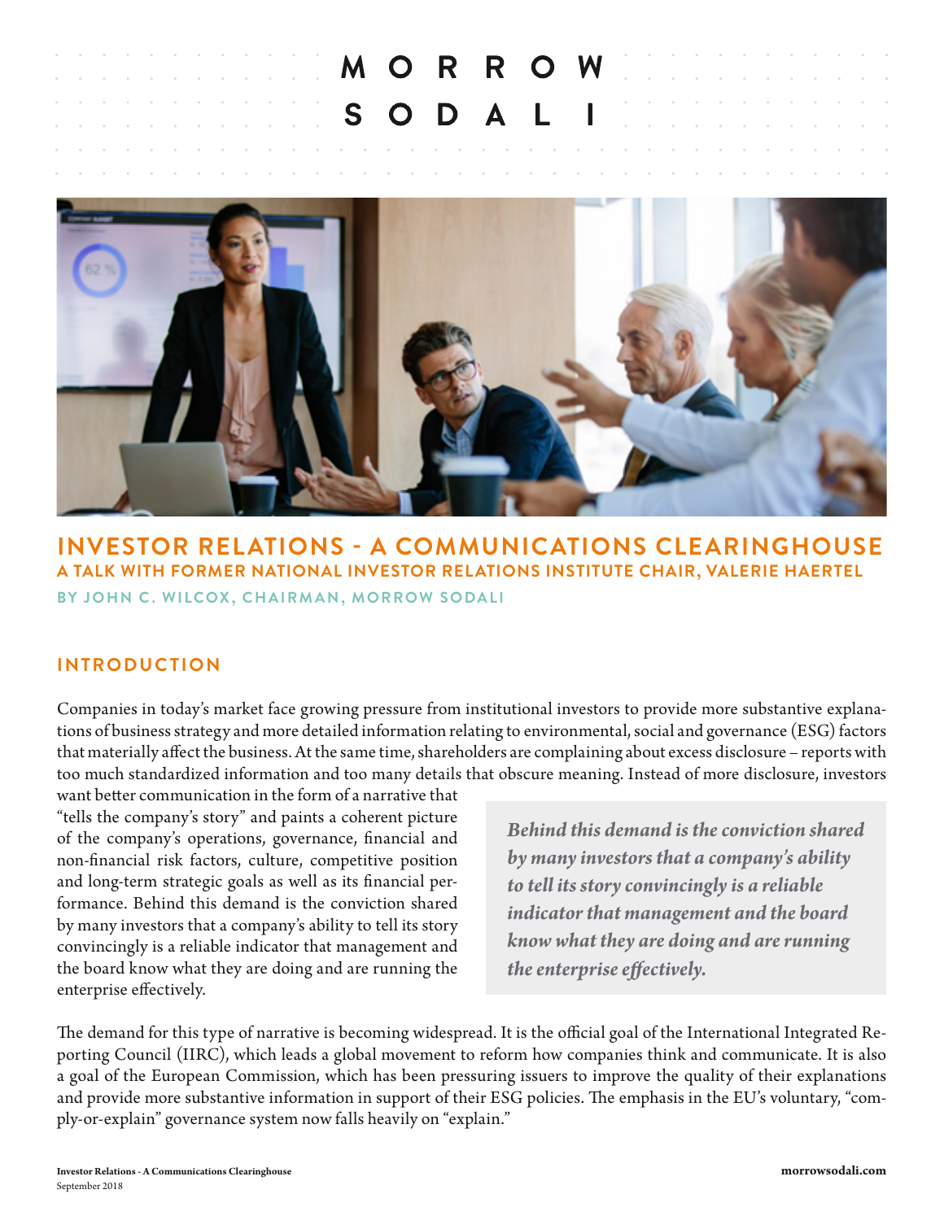MORROW SODALI

# INVESTOR RELATIONS - A COMMUNICATIONS CLEARINGHOUSE

## A TALK WITH FORMER NATIONAL INVESTOR RELATIONS INSTITUTE CHAIR, VALERIE HAERTEL

**BY JOHN C. WILCOX, CHAIRMAN, MORROW SODALI**

## INTRODUCTION

Companies in today's market face growing pressure from institutional investors to provide more substantive explanations of business strategy and more detailed information relating to environmental, social and governance (ESG) factors that materially affect the business. At the same time, shareholders are complaining about excess disclosure – reports with too much standardized information and too many details that obscure meaning. Instead of more disclosure, investors want better communication in the form of a narrative that "tells the company's story" and paints a coherent picture of the company's operations, governance, financial and non-financial risk factors, culture, competitive position and long-term strategic goals as well as its financial performance. Behind this demand is the conviction shared by many investors that a company's ability to tell its story convincingly is a reliable indicator that management and the board know what they are doing and are running the enterprise effectively.

> *Behind this demand is the conviction shared by many investors that a company's ability to tell its story convincingly is a reliable indicator that management and the board know what they are doing and are running the enterprise effectively.*

The demand for this type of narrative is becoming widespread. It is the official goal of the International Integrated Reporting Council (IIRC), which leads a global movement to reform how companies think and communicate. It is also a goal of the European Commission, which has been pressuring issuers to improve the quality of their explanations and provide more substantive information in support of their ESG policies. The emphasis in the EU's voluntary, "comply-or-explain" governance system now falls heavily on "explain."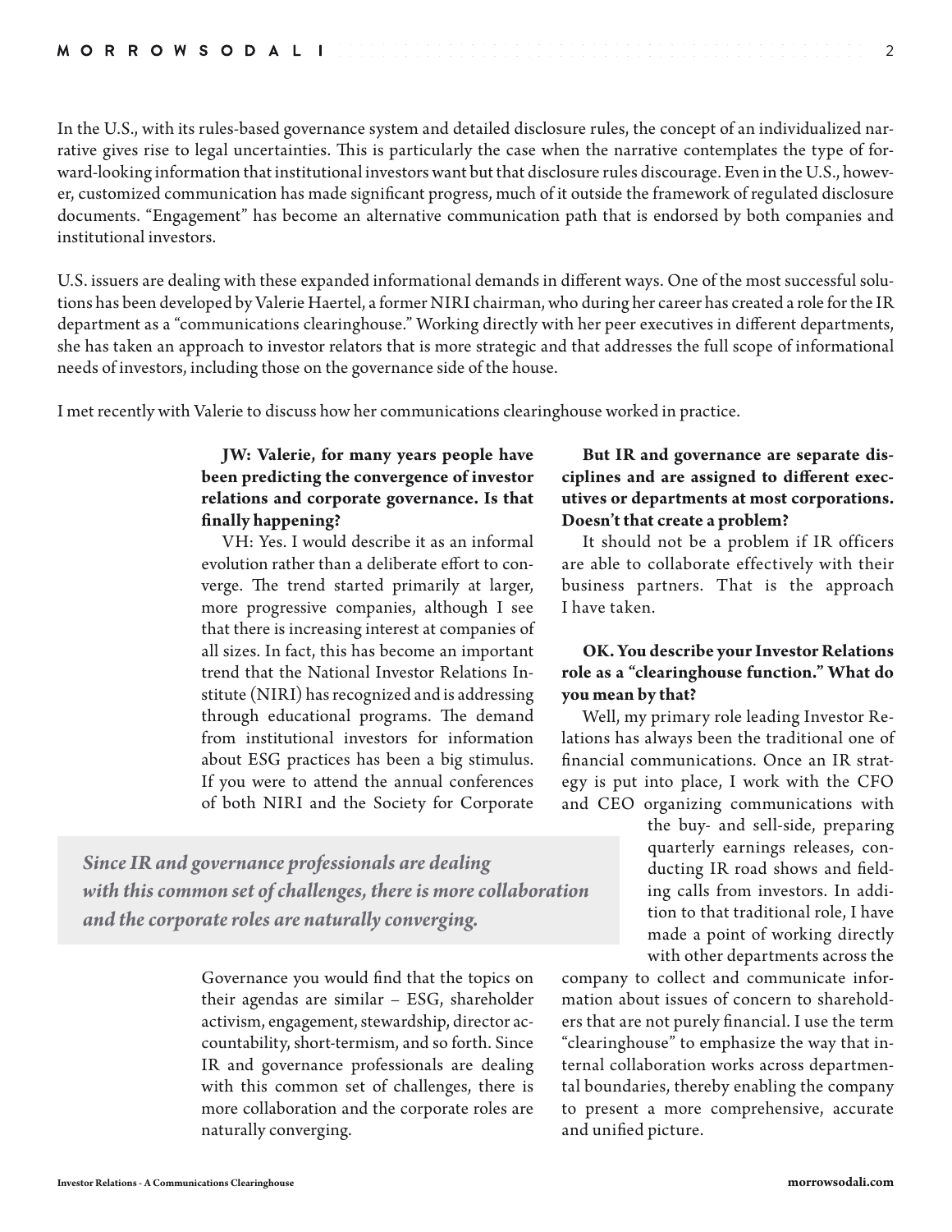In the U.S., with its rules-based governance system and detailed disclosure rules, the concept of an individualized narrative gives rise to legal uncertainties. This is particularly the case when the narrative contemplates the type of forward-looking information that institutional investors want but that disclosure rules discourage. Even in the U.S., however, customized communication has made significant progress, much of it outside the framework of regulated disclosure documents. "Engagement" has become an alternative communication path that is endorsed by both companies and institutional investors.

U.S. issuers are dealing with these expanded informational demands in different ways. One of the most successful solutions has been developed by Valerie Haertel, a former NIRI chairman, who during her career has created a role for the IR department as a "communications clearinghouse." Working directly with her peer executives in different departments, she has taken an approach to investor relators that is more strategic and that addresses the full scope of informational needs of investors, including those on the governance side of the house.

I met recently with Valerie to discuss how her communications clearinghouse worked in practice.

**JW: Valerie, for many years people have been predicting the convergence of investor relations and corporate governance. Is that finally happening?**

VH: Yes. I would describe it as an informal evolution rather than a deliberate effort to converge. The trend started primarily at larger, more progressive companies, although I see that there is increasing interest at companies of all sizes. In fact, this has become an important trend that the National Investor Relations Institute (NIRI) has recognized and is addressing through educational programs. The demand from institutional investors for information about ESG practices has been a big stimulus. If you were to attend the annual conferences of both NIRI and the Society for Corporate Governance you would find that the topics on their agendas are similar – ESG, shareholder activism, engagement, stewardship, director accountability, short-termism, and so forth. Since IR and governance professionals are dealing with this common set of challenges, there is more collaboration and the corporate roles are naturally converging.

> *Since IR and governance professionals are dealing with this common set of challenges, there is more collaboration and the corporate roles are naturally converging.*

**But IR and governance are separate disciplines and are assigned to different executives or departments at most corporations. Doesn't that create a problem?**

It should not be a problem if IR officers are able to collaborate effectively with their business partners. That is the approach I have taken.

**OK. You describe your Investor Relations role as a "clearinghouse function." What do you mean by that?**

Well, my primary role leading Investor Relations has always been the traditional one of financial communications. Once an IR strategy is put into place, I work with the CFO and CEO organizing communications with the buy- and sell-side, preparing quarterly earnings releases, conducting IR road shows and fielding calls from investors. In addition to that traditional role, I have made a point of working directly with other departments across the company to collect and communicate information about issues of concern to shareholders that are not purely financial. I use the term "clearinghouse" to emphasize the way that internal collaboration works across departmental boundaries, thereby enabling the company to present a more comprehensive, accurate and unified picture.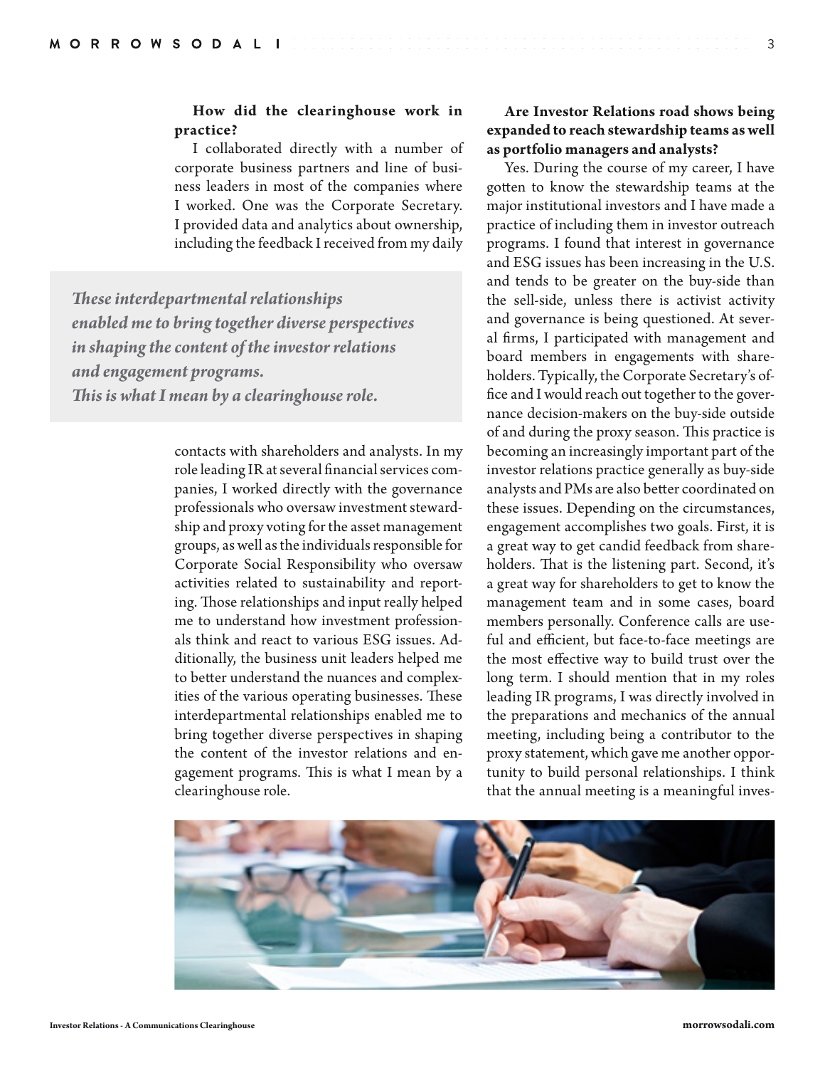**How did the clearinghouse work in practice?**

I collaborated directly with a number of corporate business partners and line of business leaders in most of the companies where I worked. One was the Corporate Secretary. I provided data and analytics about ownership, including the feedback I received from my daily contacts with shareholders and analysts. In my role leading IR at several financial services companies, I worked directly with the governance professionals who oversaw investment stewardship and proxy voting for the asset management groups, as well as the individuals responsible for Corporate Social Responsibility who oversaw activities related to sustainability and reporting. Those relationships and input really helped me to understand how investment professionals think and react to various ESG issues. Additionally, the business unit leaders helped me to better understand the nuances and complexities of the various operating businesses. These interdepartmental relationships enabled me to bring together diverse perspectives in shaping the content of the investor relations and engagement programs. This is what I mean by a clearinghouse role.

> ***These interdepartmental relationships enabled me to bring together diverse perspectives in shaping the content of the investor relations and engagement programs. This is what I mean by a clearinghouse role.***

**Are Investor Relations road shows being expanded to reach stewardship teams as well as portfolio managers and analysts?**

Yes. During the course of my career, I have gotten to know the stewardship teams at the major institutional investors and I have made a practice of including them in investor outreach programs. I found that interest in governance and ESG issues has been increasing in the U.S. and tends to be greater on the buy-side than the sell-side, unless there is activist activity and governance is being questioned. At several firms, I participated with management and board members in engagements with shareholders. Typically, the Corporate Secretary's office and I would reach out together to the governance decision-makers on the buy-side outside of and during the proxy season. This practice is becoming an increasingly important part of the investor relations practice generally as buy-side analysts and PMs are also better coordinated on these issues. Depending on the circumstances, engagement accomplishes two goals. First, it is a great way to get candid feedback from shareholders. That is the listening part. Second, it's a great way for shareholders to get to know the management team and in some cases, board members personally. Conference calls are useful and efficient, but face-to-face meetings are the most effective way to build trust over the long term. I should mention that in my roles leading IR programs, I was directly involved in the preparations and mechanics of the annual meeting, including being a contributor to the proxy statement, which gave me another opportunity to build personal relationships. I think that the annual meeting is a meaningful inves-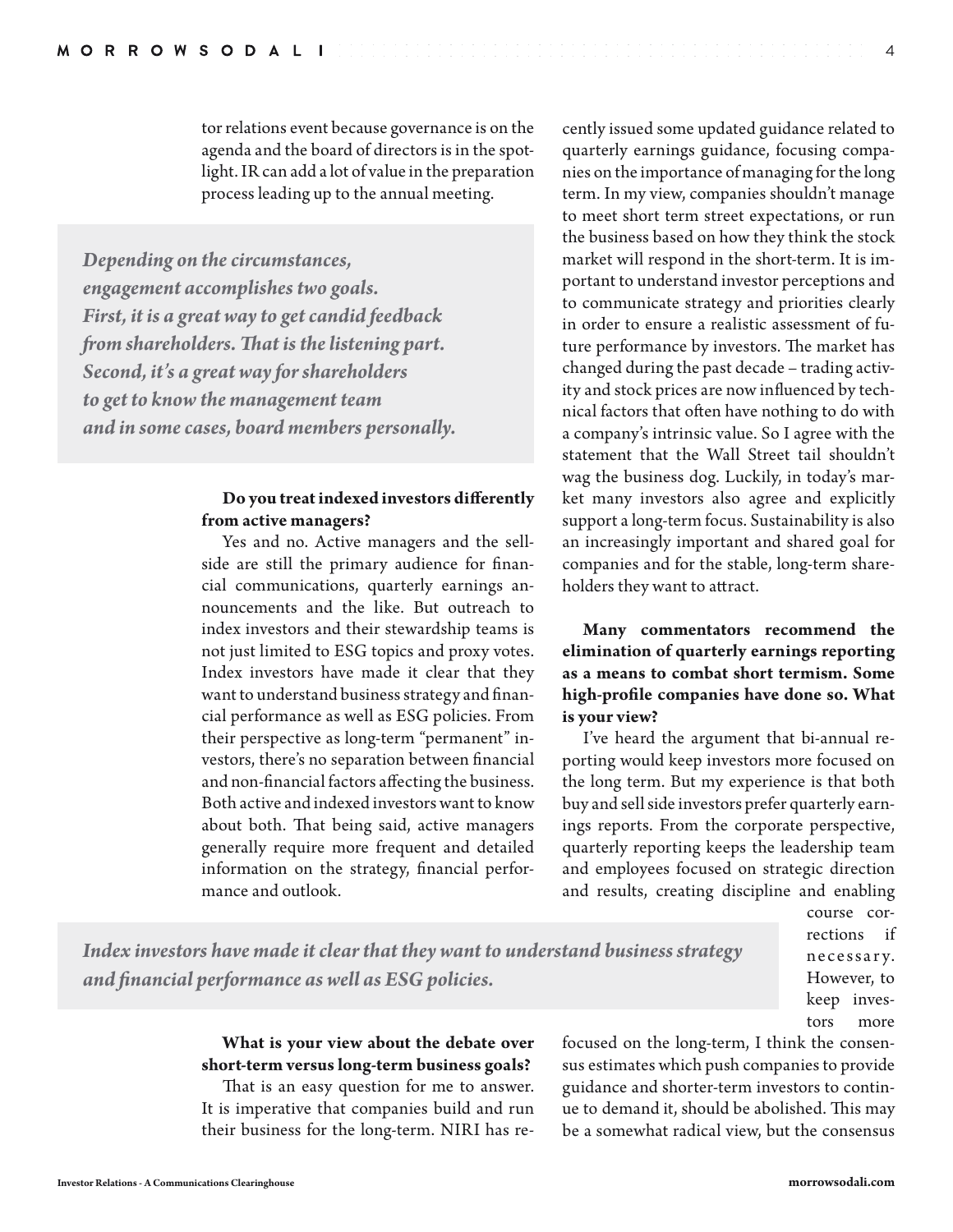tor relations event because governance is on the agenda and the board of directors is in the spotlight. IR can add a lot of value in the preparation process leading up to the annual meeting.

> ***Depending on the circumstances, engagement accomplishes two goals. First, it is a great way to get candid feedback from shareholders. That is the listening part. Second, it's a great way for shareholders to get to know the management team and in some cases, board members personally.***

**Do you treat indexed investors differently from active managers?**

Yes and no. Active managers and the sell-side are still the primary audience for financial communications, quarterly earnings announcements and the like. But outreach to index investors and their stewardship teams is not just limited to ESG topics and proxy votes. Index investors have made it clear that they want to understand business strategy and financial performance as well as ESG policies. From their perspective as long-term "permanent" investors, there's no separation between financial and non-financial factors affecting the business. Both active and indexed investors want to know about both. That being said, active managers generally require more frequent and detailed information on the strategy, financial performance and outlook.

> ***Index investors have made it clear that they want to understand business strategy and financial performance as well as ESG policies.***

**What is your view about the debate over short-term versus long-term business goals?**

That is an easy question for me to answer. It is imperative that companies build and run their business for the long-term. NIRI has recently issued some updated guidance related to quarterly earnings guidance, focusing companies on the importance of managing for the long term. In my view, companies shouldn't manage to meet short term street expectations, or run the business based on how they think the stock market will respond in the short-term. It is important to understand investor perceptions and to communicate strategy and priorities clearly in order to ensure a realistic assessment of future performance by investors. The market has changed during the past decade – trading activity and stock prices are now influenced by technical factors that often have nothing to do with a company's intrinsic value. So I agree with the statement that the Wall Street tail shouldn't wag the business dog. Luckily, in today's market many investors also agree and explicitly support a long-term focus. Sustainability is also an increasingly important and shared goal for companies and for the stable, long-term shareholders they want to attract.

**Many commentators recommend the elimination of quarterly earnings reporting as a means to combat short termism. Some high-profile companies have done so. What is your view?**

I've heard the argument that bi-annual reporting would keep investors more focused on the long term. But my experience is that both buy and sell side investors prefer quarterly earnings reports. From the corporate perspective, quarterly reporting keeps the leadership team and employees focused on strategic direction and results, creating discipline and enabling course corrections if necessary. However, to keep investors more focused on the long-term, I think the consensus estimates which push companies to provide guidance and shorter-term investors to continue to demand it, should be abolished. This may be a somewhat radical view, but the consensus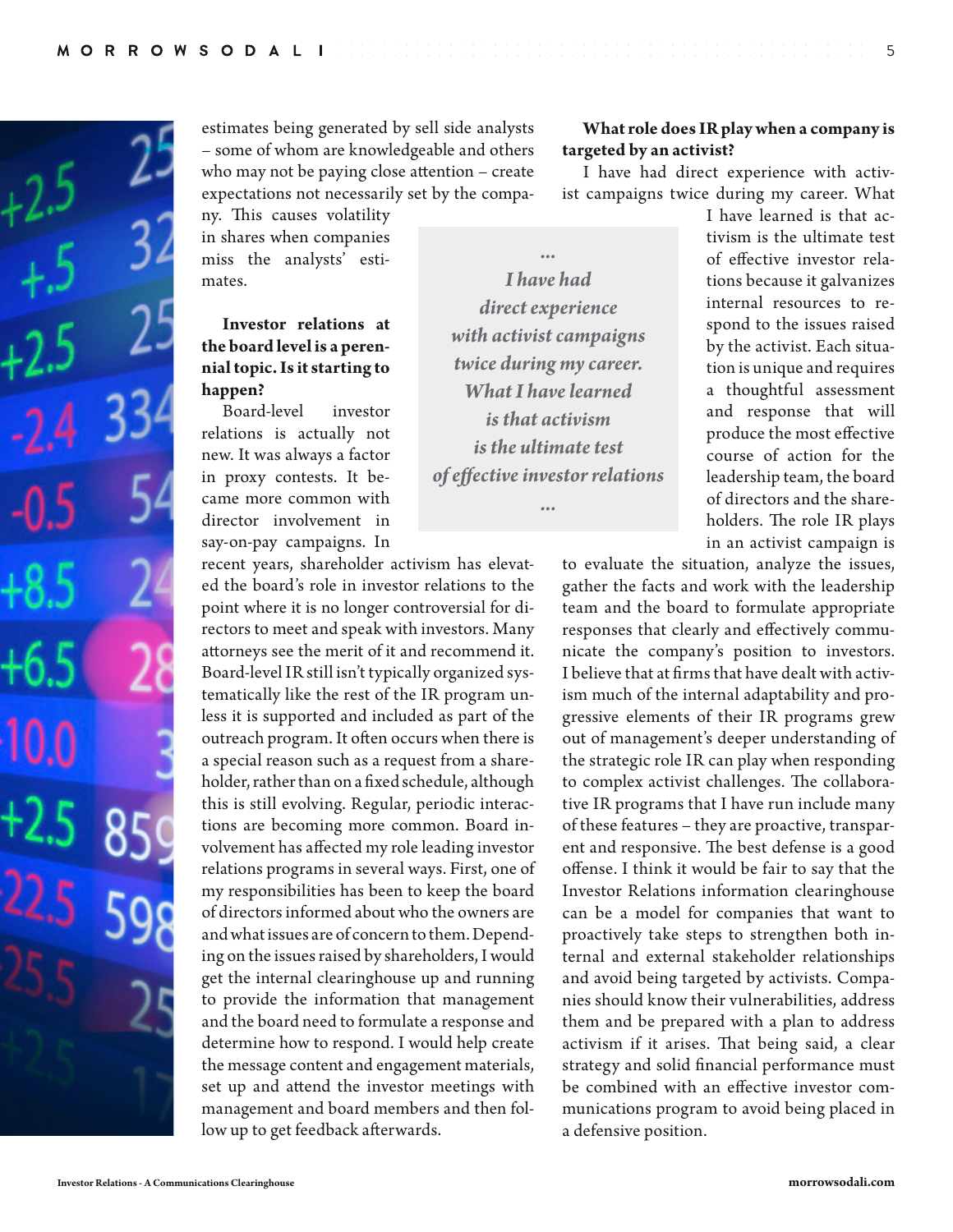estimates being generated by sell side analysts – some of whom are knowledgeable and others who may not be paying close attention – create expectations not necessarily set by the company. This causes volatility in shares when companies miss the analysts' estimates.

**Investor relations at the board level is a perennial topic. Is it starting to happen?**

Board-level investor relations is actually not new. It was always a factor in proxy contests. It became more common with director involvement in say-on-pay campaigns. In recent years, shareholder activism has elevated the board's role in investor relations to the point where it is no longer controversial for directors to meet and speak with investors. Many attorneys see the merit of it and recommend it. Board-level IR still isn't typically organized systematically like the rest of the IR program unless it is supported and included as part of the outreach program. It often occurs when there is a special reason such as a request from a shareholder, rather than on a fixed schedule, although this is still evolving. Regular, periodic interactions are becoming more common. Board involvement has affected my role leading investor relations programs in several ways. First, one of my responsibilities has been to keep the board of directors informed about who the owners are and what issues are of concern to them. Depending on the issues raised by shareholders, I would get the internal clearinghouse up and running to provide the information that management and the board need to formulate a response and determine how to respond. I would help create the message content and engagement materials, set up and attend the investor meetings with management and board members and then follow up to get feedback afterwards.

**What role does IR play when a company is targeted by an activist?**

I have had direct experience with activist campaigns twice during my career. What I have learned is that activism is the ultimate test of effective investor relations because it galvanizes internal resources to respond to the issues raised by the activist. Each situation is unique and requires a thoughtful assessment and response that will produce the most effective course of action for the leadership team, the board of directors and the shareholders. The role IR plays in an activist campaign is to evaluate the situation, analyze the issues, gather the facts and work with the leadership team and the board to formulate appropriate responses that clearly and effectively communicate the company's position to investors. I believe that at firms that have dealt with activism much of the internal adaptability and progressive elements of their IR programs grew out of management's deeper understanding of the strategic role IR can play when responding to complex activist challenges. The collaborative IR programs that I have run include many of these features – they are proactive, transparent and responsive. The best defense is a good offense. I think it would be fair to say that the Investor Relations information clearinghouse can be a model for companies that want to proactively take steps to strengthen both internal and external stakeholder relationships and avoid being targeted by activists. Companies should know their vulnerabilities, address them and be prepared with a plan to address activism if it arises. That being said, a clear strategy and solid financial performance must be combined with an effective investor communications program to avoid being placed in a defensive position.

> *... I have had direct experience with activist campaigns twice during my career. What I have learned is that activism is the ultimate test of effective investor relations ...*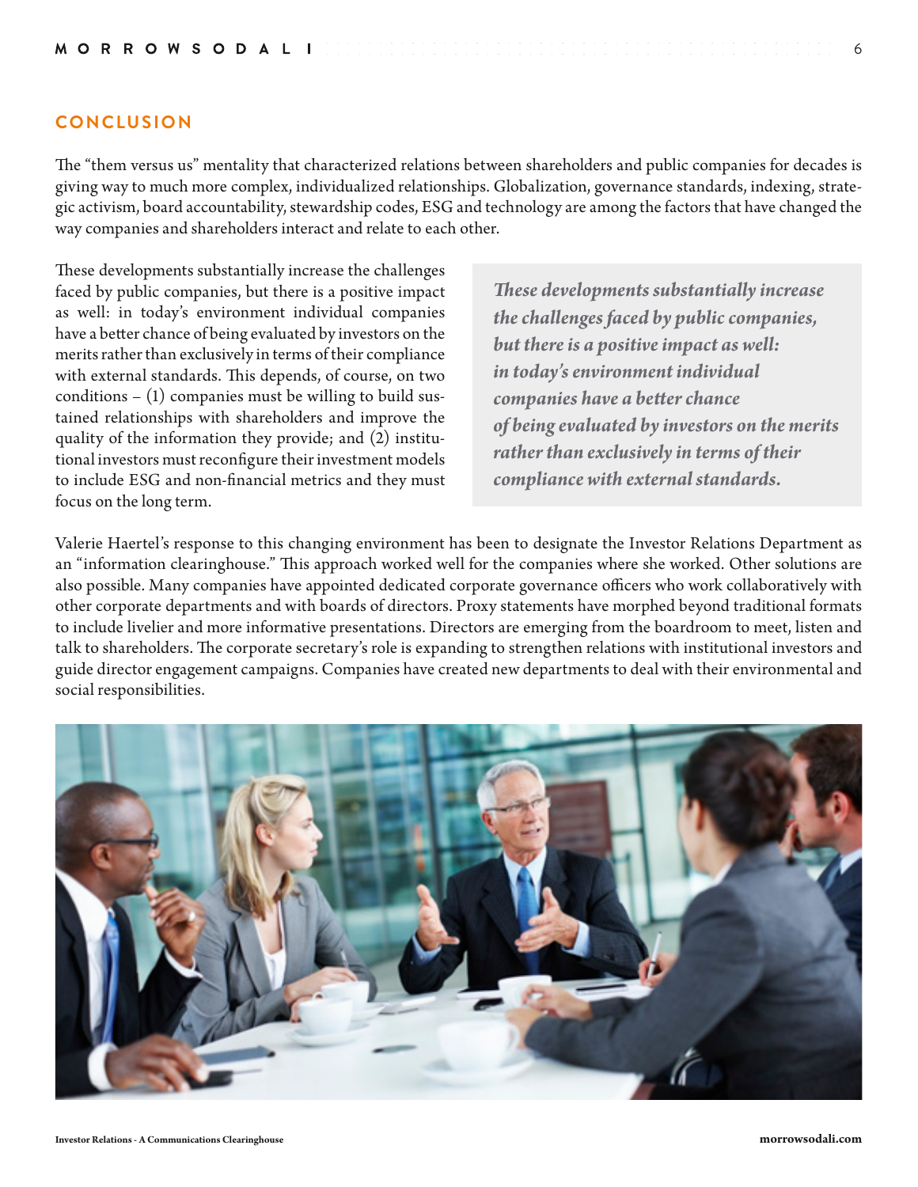## CONCLUSION

The "them versus us" mentality that characterized relations between shareholders and public companies for decades is giving way to much more complex, individualized relationships. Globalization, governance standards, indexing, strategic activism, board accountability, stewardship codes, ESG and technology are among the factors that have changed the way companies and shareholders interact and relate to each other.

These developments substantially increase the challenges faced by public companies, but there is a positive impact as well: in today's environment individual companies have a better chance of being evaluated by investors on the merits rather than exclusively in terms of their compliance with external standards. This depends, of course, on two conditions – (1) companies must be willing to build sustained relationships with shareholders and improve the quality of the information they provide; and (2) institutional investors must reconfigure their investment models to include ESG and non-financial metrics and they must focus on the long term.

> ***These developments substantially increase the challenges faced by public companies, but there is a positive impact as well: in today's environment individual companies have a better chance of being evaluated by investors on the merits rather than exclusively in terms of their compliance with external standards.***

Valerie Haertel's response to this changing environment has been to designate the Investor Relations Department as an "information clearinghouse." This approach worked well for the companies where she worked. Other solutions are also possible. Many companies have appointed dedicated corporate governance officers who work collaboratively with other corporate departments and with boards of directors. Proxy statements have morphed beyond traditional formats to include livelier and more informative presentations. Directors are emerging from the boardroom to meet, listen and talk to shareholders. The corporate secretary's role is expanding to strengthen relations with institutional investors and guide director engagement campaigns. Companies have created new departments to deal with their environmental and social responsibilities.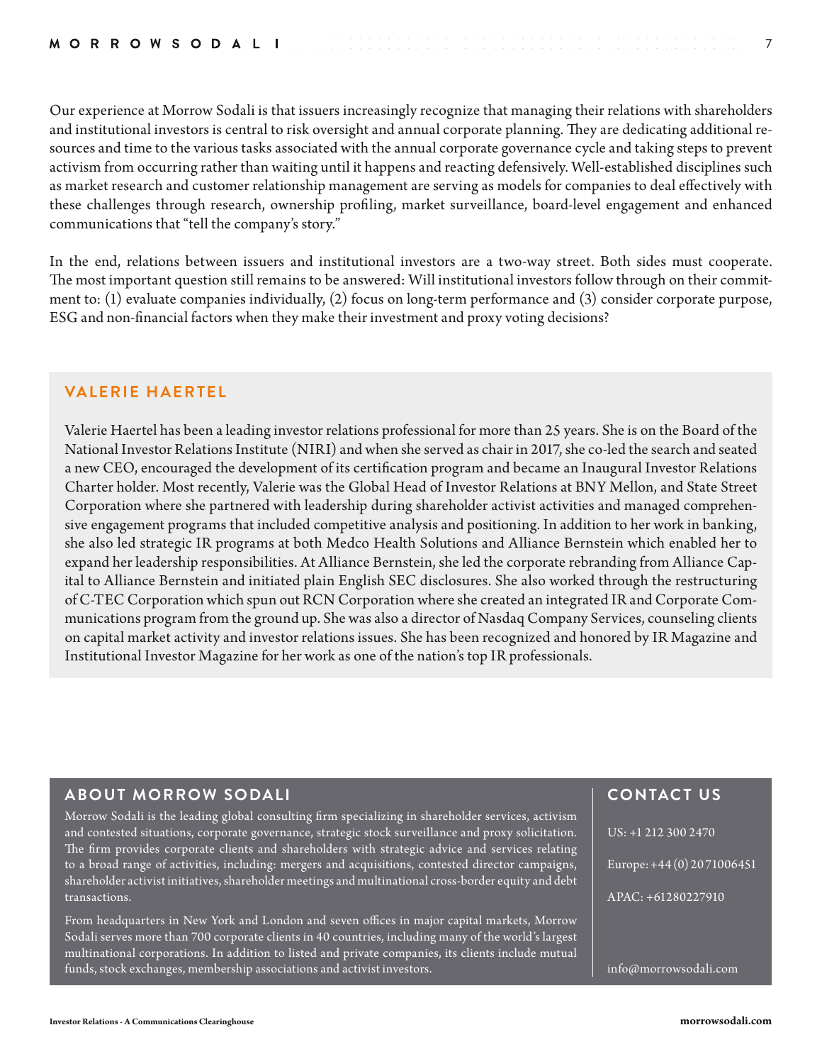Our experience at Morrow Sodali is that issuers increasingly recognize that managing their relations with shareholders and institutional investors is central to risk oversight and annual corporate planning. They are dedicating additional resources and time to the various tasks associated with the annual corporate governance cycle and taking steps to prevent activism from occurring rather than waiting until it happens and reacting defensively. Well-established disciplines such as market research and customer relationship management are serving as models for companies to deal effectively with these challenges through research, ownership profiling, market surveillance, board-level engagement and enhanced communications that "tell the company's story."

In the end, relations between issuers and institutional investors are a two-way street. Both sides must cooperate. The most important question still remains to be answered: Will institutional investors follow through on their commitment to: (1) evaluate companies individually, (2) focus on long-term performance and (3) consider corporate purpose, ESG and non-financial factors when they make their investment and proxy voting decisions?

## VALERIE HAERTEL

Valerie Haertel has been a leading investor relations professional for more than 25 years. She is on the Board of the National Investor Relations Institute (NIRI) and when she served as chair in 2017, she co-led the search and seated a new CEO, encouraged the development of its certification program and became an Inaugural Investor Relations Charter holder. Most recently, Valerie was the Global Head of Investor Relations at BNY Mellon, and State Street Corporation where she partnered with leadership during shareholder activist activities and managed comprehensive engagement programs that included competitive analysis and positioning. In addition to her work in banking, she also led strategic IR programs at both Medco Health Solutions and Alliance Bernstein which enabled her to expand her leadership responsibilities. At Alliance Bernstein, she led the corporate rebranding from Alliance Capital to Alliance Bernstein and initiated plain English SEC disclosures. She also worked through the restructuring of C-TEC Corporation which spun out RCN Corporation where she created an integrated IR and Corporate Communications program from the ground up. She was also a director of Nasdaq Company Services, counseling clients on capital market activity and investor relations issues. She has been recognized and honored by IR Magazine and Institutional Investor Magazine for her work as one of the nation's top IR professionals.

## ABOUT MORROW SODALI

Morrow Sodali is the leading global consulting firm specializing in shareholder services, activism and contested situations, corporate governance, strategic stock surveillance and proxy solicitation. The firm provides corporate clients and shareholders with strategic advice and services relating to a broad range of activities, including: mergers and acquisitions, contested director campaigns, shareholder activist initiatives, shareholder meetings and multinational cross-border equity and debt transactions.

From headquarters in New York and London and seven offices in major capital markets, Morrow Sodali serves more than 700 corporate clients in 40 countries, including many of the world's largest multinational corporations. In addition to listed and private companies, its clients include mutual funds, stock exchanges, membership associations and activist investors.

## CONTACT US

US: +1 212 300 2470

Europe: +44 (0) 2071006451

APAC: +61280227910

info@morrowsodali.com